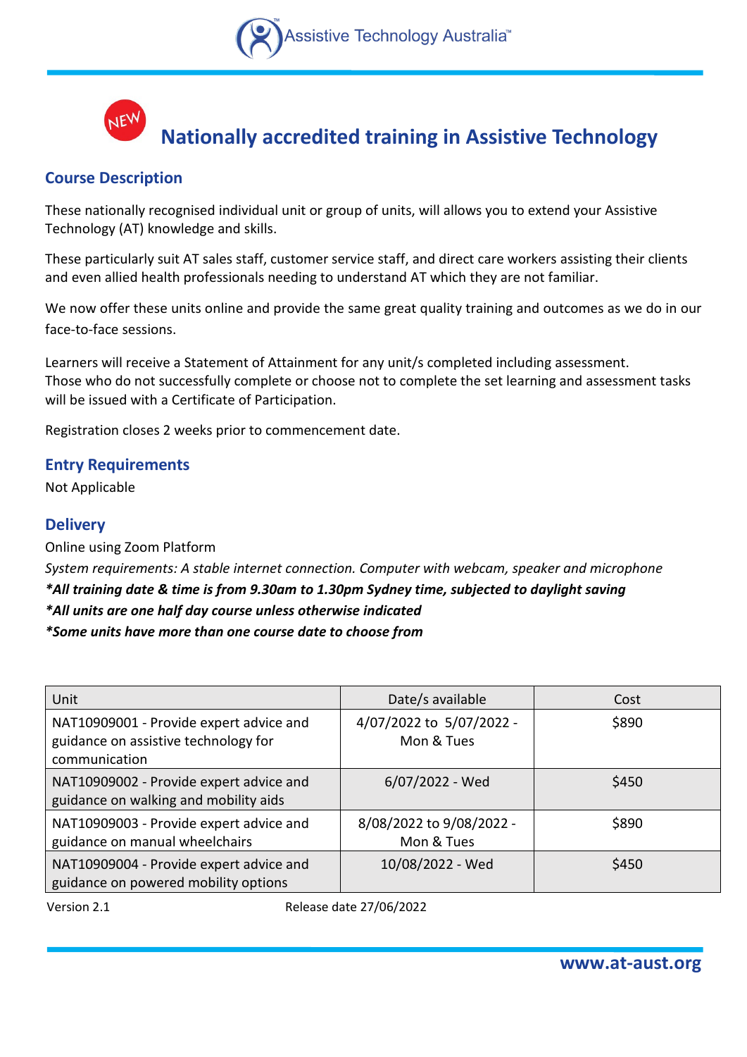Assistive Technology Australia™

# Nationally accredited training in Assistive Technology

## Course Description

These nationally recognised individual unit or group of units, will allows you to extend your Assistive Technology (AT) knowledge and skills.

These particularly suit AT sales staff, customer service staff, and direct care workers assisting their clients and even allied health professionals needing to understand AT which they are not familiar.

We now offer these units online and provide the same great quality training and outcomes as we do in our face-to-face sessions.

Learners will receive a Statement of Attainment for any unit/s completed including assessment.
Those who do not successfully complete or choose not to complete the set learning and assessment tasks will be issued with a Certificate of Participation.

Registration closes 2 weeks prior to commencement date.

## Entry Requirements

Not Applicable

## Delivery

Online using Zoom Platform

*System requirements: A stable internet connection. Computer with webcam, speaker and microphone*

***All training date & time is from 9.30am to 1.30pm Sydney time, subjected to daylight saving***

***All units are one half day course unless otherwise indicated***

***Some units have more than one course date to choose from***

| Unit | Date/s available | Cost |
|---|---|---|
| NAT10909001 - Provide expert advice and guidance on assistive technology for communication | 4/07/2022 to 5/07/2022 - Mon & Tues | $890 |
| NAT10909002 - Provide expert advice and guidance on walking and mobility aids | 6/07/2022 - Wed | $450 |
| NAT10909003 - Provide expert advice and guidance on manual wheelchairs | 8/08/2022 to 9/08/2022 - Mon & Tues | $890 |
| NAT10909004 - Provide expert advice and guidance on powered mobility options | 10/08/2022 - Wed | $450 |

Version 2.1 Release date 27/06/2022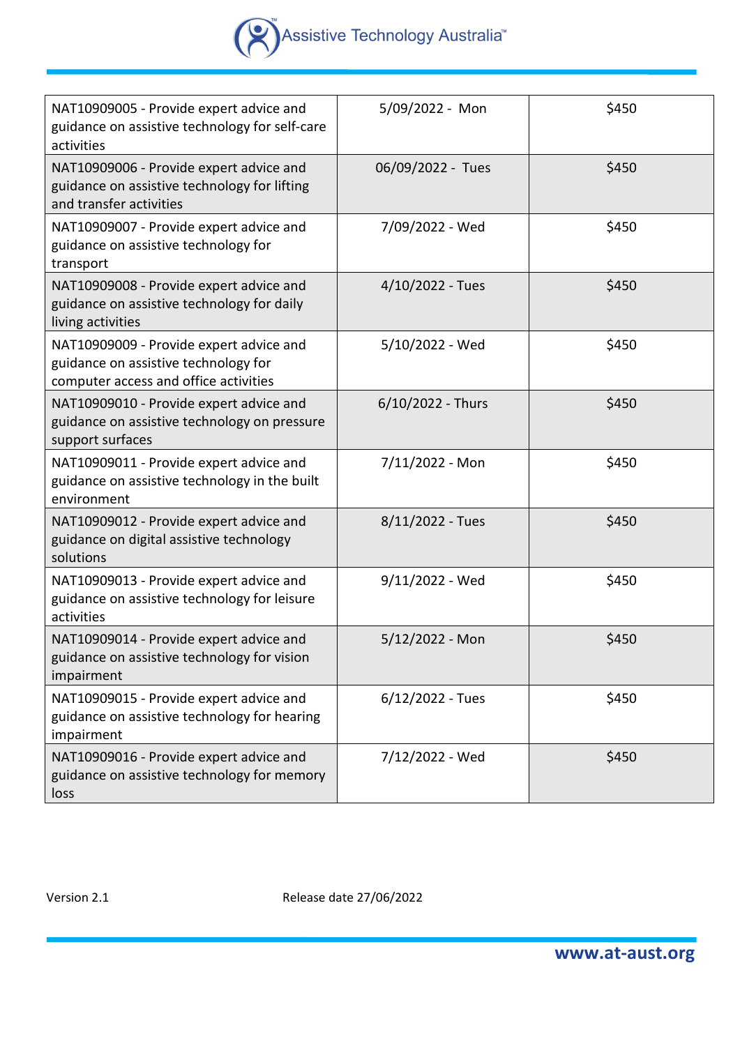| | | |
|---|---|---|
| NAT10909005 - Provide expert advice and guidance on assistive technology for self-care activities | 5/09/2022 - Mon | $450 |
| NAT10909006 - Provide expert advice and guidance on assistive technology for lifting and transfer activities | 06/09/2022 - Tues | $450 |
| NAT10909007 - Provide expert advice and guidance on assistive technology for transport | 7/09/2022 - Wed | $450 |
| NAT10909008 - Provide expert advice and guidance on assistive technology for daily living activities | 4/10/2022 - Tues | $450 |
| NAT10909009 - Provide expert advice and guidance on assistive technology for computer access and office activities | 5/10/2022 - Wed | $450 |
| NAT10909010 - Provide expert advice and guidance on assistive technology on pressure support surfaces | 6/10/2022 - Thurs | $450 |
| NAT10909011 - Provide expert advice and guidance on assistive technology in the built environment | 7/11/2022 - Mon | $450 |
| NAT10909012 - Provide expert advice and guidance on digital assistive technology solutions | 8/11/2022 - Tues | $450 |
| NAT10909013 - Provide expert advice and guidance on assistive technology for leisure activities | 9/11/2022 - Wed | $450 |
| NAT10909014 - Provide expert advice and guidance on assistive technology for vision impairment | 5/12/2022 - Mon | $450 |
| NAT10909015 - Provide expert advice and guidance on assistive technology for hearing impairment | 6/12/2022 - Tues | $450 |
| NAT10909016 - Provide expert advice and guidance on assistive technology for memory loss | 7/12/2022 - Wed | $450 |

Version 2.1 Release date 27/06/2022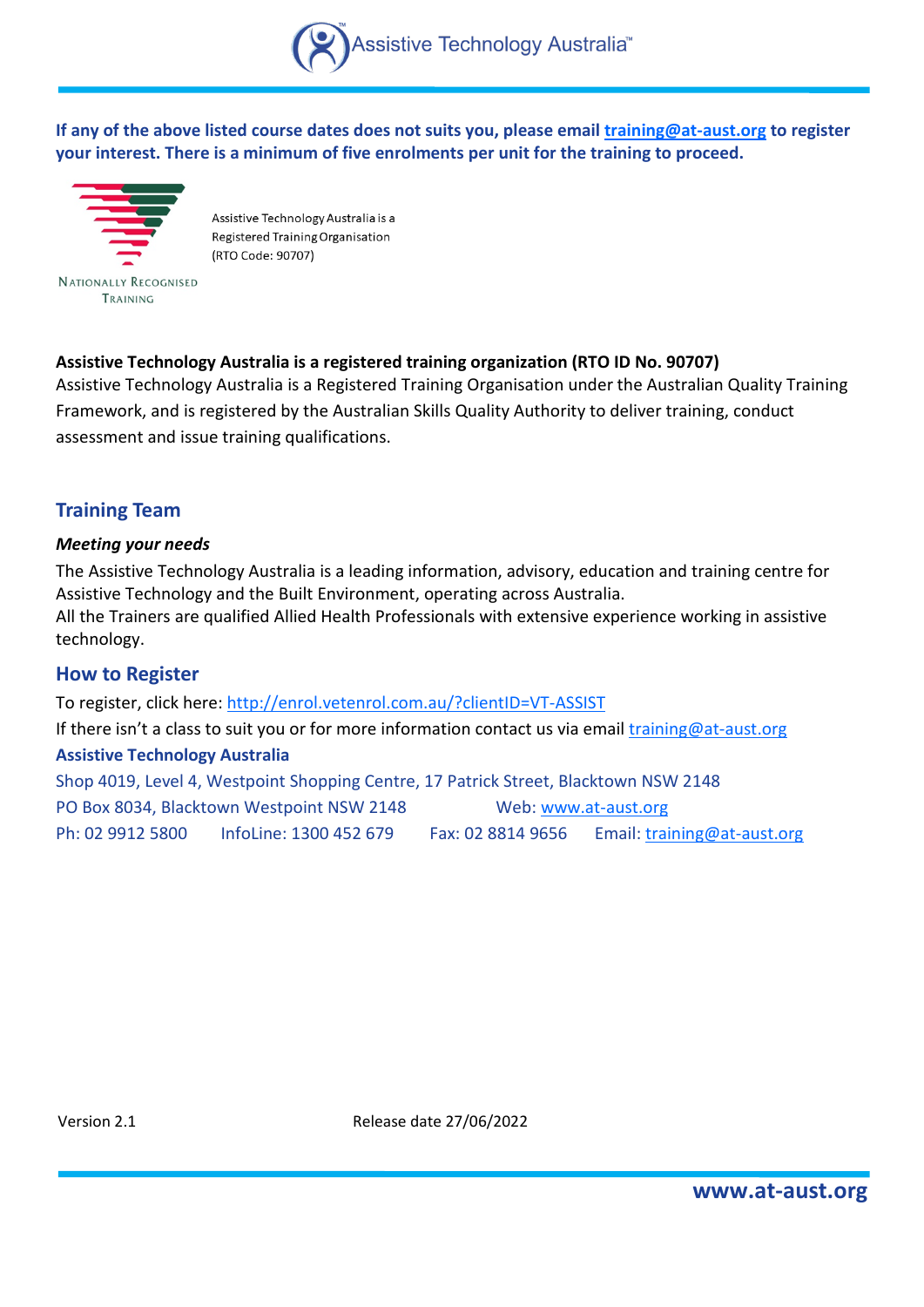**If any of the above listed course dates does not suits you, please email training@at-aust.org to register your interest. There is a minimum of five enrolments per unit for the training to proceed.**

Nationally Recognised Training

Assistive Technology Australia is a Registered Training Organisation (RTO Code: 90707)

**Assistive Technology Australia is a registered training organization (RTO ID No. 90707)**
Assistive Technology Australia is a Registered Training Organisation under the Australian Quality Training Framework, and is registered by the Australian Skills Quality Authority to deliver training, conduct assessment and issue training qualifications.

## Training Team

***Meeting your needs***

The Assistive Technology Australia is a leading information, advisory, education and training centre for Assistive Technology and the Built Environment, operating across Australia.
All the Trainers are qualified Allied Health Professionals with extensive experience working in assistive technology.

## How to Register

To register, click here: http://enrol.vetenrol.com.au/?clientID=VT-ASSIST
If there isn't a class to suit you or for more information contact us via email training@at-aust.org

**Assistive Technology Australia**
Shop 4019, Level 4, Westpoint Shopping Centre, 17 Patrick Street, Blacktown NSW 2148
PO Box 8034, Blacktown Westpoint NSW 2148 Web: www.at-aust.org
Ph: 02 9912 5800 InfoLine: 1300 452 679 Fax: 02 8814 9656 Email: training@at-aust.org

Version 2.1 Release date 27/06/2022